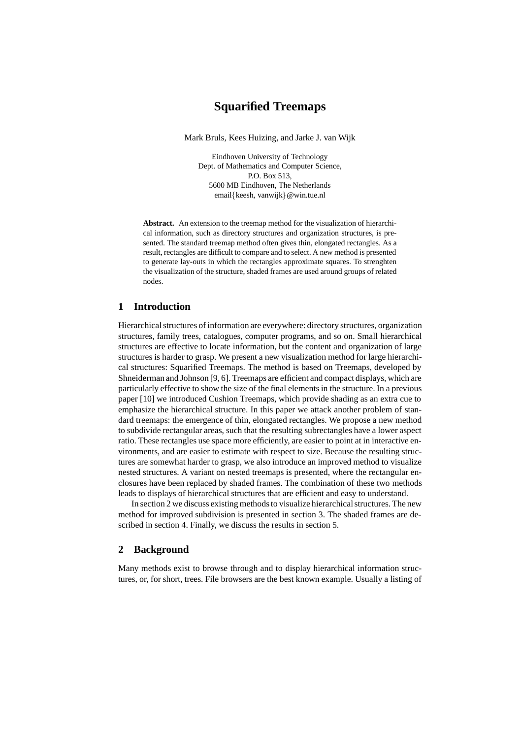# Squarified Treemaps

Mark Bruls, Kees Huizing, and Jarke J. van Wijk

Eindhoven University of Technology
Dept. of Mathematics and Computer Science,
P.O. Box 513,
5600 MB Eindhoven, The Netherlands
email{keesh, vanwijk}@win.tue.nl

**Abstract.** An extension to the treemap method for the visualization of hierarchical information, such as directory structures and organization structures, is presented. The standard treemap method often gives thin, elongated rectangles. As a result, rectangles are difficult to compare and to select. A new method is presented to generate lay-outs in which the rectangles approximate squares. To strenghten the visualization of the structure, shaded frames are used around groups of related nodes.

## 1 Introduction

Hierarchical structures of information are everywhere: directory structures, organization structures, family trees, catalogues, computer programs, and so on. Small hierarchical structures are effective to locate information, but the content and organization of large structures is harder to grasp. We present a new visualization method for large hierarchical structures: Squarified Treemaps. The method is based on Treemaps, developed by Shneiderman and Johnson [9, 6]. Treemaps are efficient and compact displays, which are particularly effective to show the size of the final elements in the structure. In a previous paper [10] we introduced Cushion Treemaps, which provide shading as an extra cue to emphasize the hierarchical structure. In this paper we attack another problem of standard treemaps: the emergence of thin, elongated rectangles. We propose a new method to subdivide rectangular areas, such that the resulting subrectangles have a lower aspect ratio. These rectangles use space more efficiently, are easier to point at in interactive environments, and are easier to estimate with respect to size. Because the resulting structures are somewhat harder to grasp, we also introduce an improved method to visualize nested structures. A variant on nested treemaps is presented, where the rectangular enclosures have been replaced by shaded frames. The combination of these two methods leads to displays of hierarchical structures that are efficient and easy to understand.

In section 2 we discuss existing methods to visualize hierarchical structures. The new method for improved subdivision is presented in section 3. The shaded frames are described in section 4. Finally, we discuss the results in section 5.

## 2 Background

Many methods exist to browse through and to display hierarchical information structures, or, for short, trees. File browsers are the best known example. Usually a listing of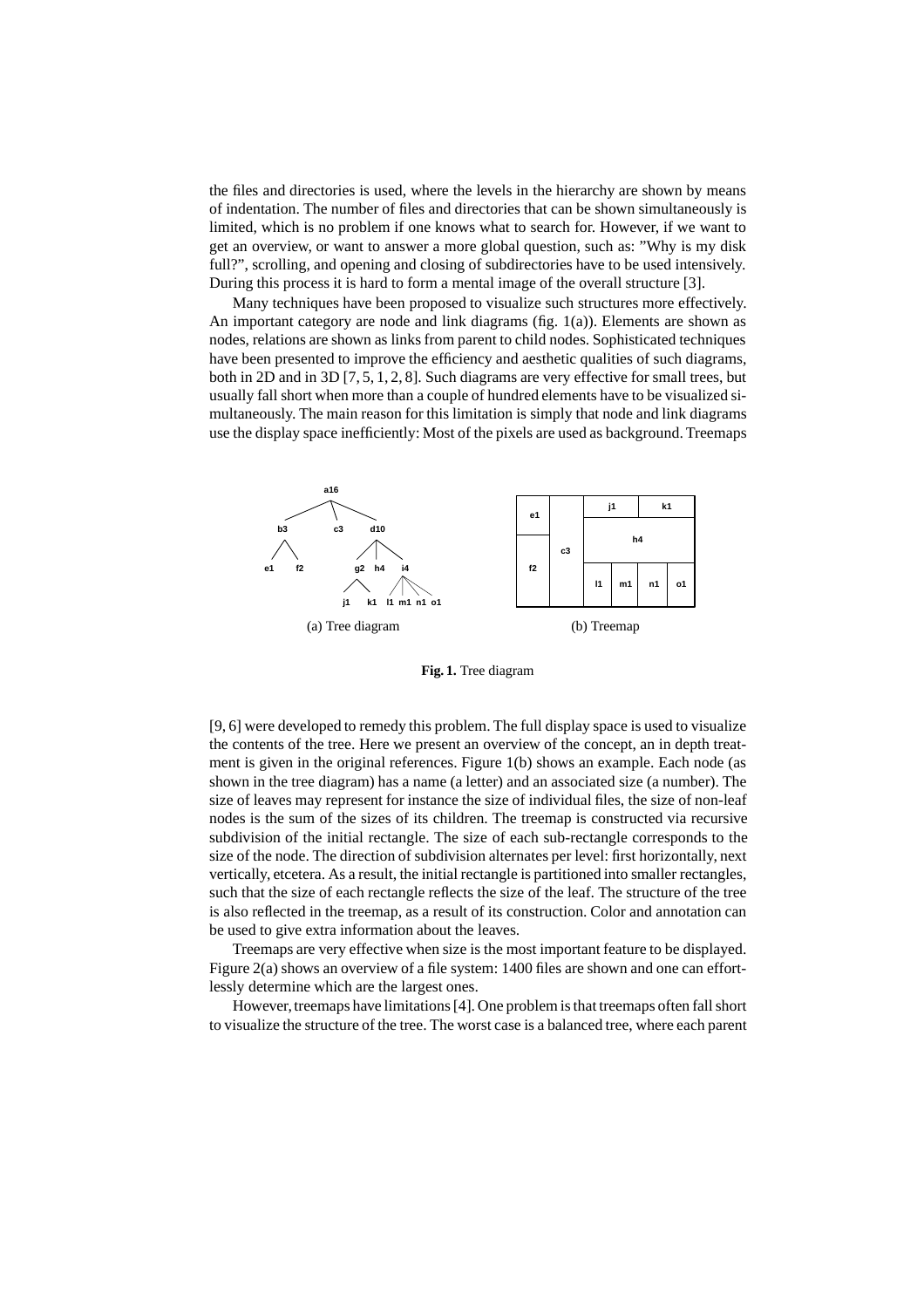the files and directories is used, where the levels in the hierarchy are shown by means of indentation. The number of files and directories that can be shown simultaneously is limited, which is no problem if one knows what to search for. However, if we want to get an overview, or want to answer a more global question, such as: "Why is my disk full?", scrolling, and opening and closing of subdirectories have to be used intensively. During this process it is hard to form a mental image of the overall structure [3].

Many techniques have been proposed to visualize such structures more effectively. An important category are node and link diagrams (fig. 1(a)). Elements are shown as nodes, relations are shown as links from parent to child nodes. Sophisticated techniques have been presented to improve the efficiency and aesthetic qualities of such diagrams, both in 2D and in 3D [7, 5, 1, 2, 8]. Such diagrams are very effective for small trees, but usually fall short when more than a couple of hundred elements have to be visualized simultaneously. The main reason for this limitation is simply that node and link diagrams use the display space inefficiently: Most of the pixels are used as background. Treemaps

(a) Tree diagram

(b) Treemap

**Fig. 1.** Tree diagram

[9, 6] were developed to remedy this problem. The full display space is used to visualize the contents of the tree. Here we present an overview of the concept, an in depth treatment is given in the original references. Figure 1(b) shows an example. Each node (as shown in the tree diagram) has a name (a letter) and an associated size (a number). The size of leaves may represent for instance the size of individual files, the size of non-leaf nodes is the sum of the sizes of its children. The treemap is constructed via recursive subdivision of the initial rectangle. The size of each sub-rectangle corresponds to the size of the node. The direction of subdivision alternates per level: first horizontally, next vertically, etcetera. As a result, the initial rectangle is partitioned into smaller rectangles, such that the size of each rectangle reflects the size of the leaf. The structure of the tree is also reflected in the treemap, as a result of its construction. Color and annotation can be used to give extra information about the leaves.

Treemaps are very effective when size is the most important feature to be displayed. Figure 2(a) shows an overview of a file system: 1400 files are shown and one can effortlessly determine which are the largest ones.

However, treemaps have limitations [4]. One problem is that treemaps often fall short to visualize the structure of the tree. The worst case is a balanced tree, where each parent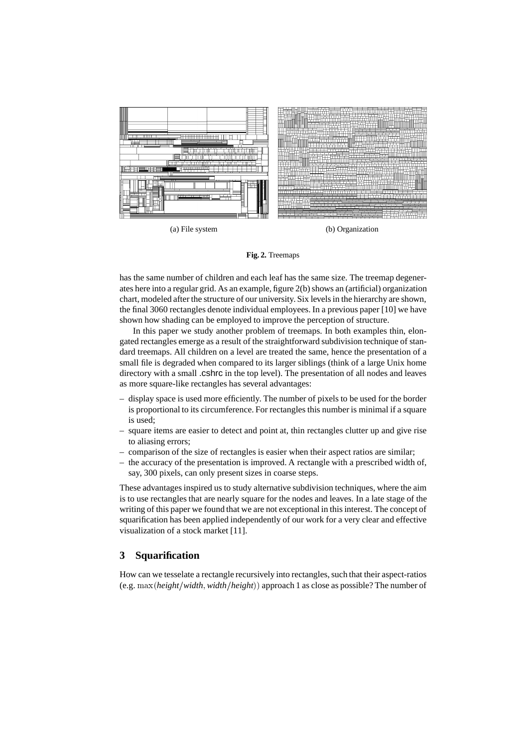(a) File system

(b) Organization

**Fig. 2.** Treemaps

has the same number of children and each leaf has the same size. The treemap degenerates here into a regular grid. As an example, figure 2(b) shows an (artificial) organization chart, modeled after the structure of our university. Six levels in the hierarchy are shown, the final 3060 rectangles denote individual employees. In a previous paper [10] we have shown how shading can be employed to improve the perception of structure.

In this paper we study another problem of treemaps. In both examples thin, elongated rectangles emerge as a result of the straightforward subdivision technique of standard treemaps. All children on a level are treated the same, hence the presentation of a small file is degraded when compared to its larger siblings (think of a large Unix home directory with a small .cshrc in the top level). The presentation of all nodes and leaves as more square-like rectangles has several advantages:

- display space is used more efficiently. The number of pixels to be used for the border is proportional to its circumference. For rectangles this number is minimal if a square is used;
- square items are easier to detect and point at, thin rectangles clutter up and give rise to aliasing errors;
- comparison of the size of rectangles is easier when their aspect ratios are similar;
- the accuracy of the presentation is improved. A rectangle with a prescribed width of, say, 300 pixels, can only present sizes in coarse steps.

These advantages inspired us to study alternative subdivision techniques, where the aim is to use rectangles that are nearly square for the nodes and leaves. In a late stage of the writing of this paper we found that we are not exceptional in this interest. The concept of squarification has been applied independently of our work for a very clear and effective visualization of a stock market [11].

## 3 Squarification

How can we tesselate a rectangle recursively into rectangles, such that their aspect-ratios (e.g. $\max(\textit{height}/\textit{width}, \textit{width}/\textit{height})$) approach 1 as close as possible? The number of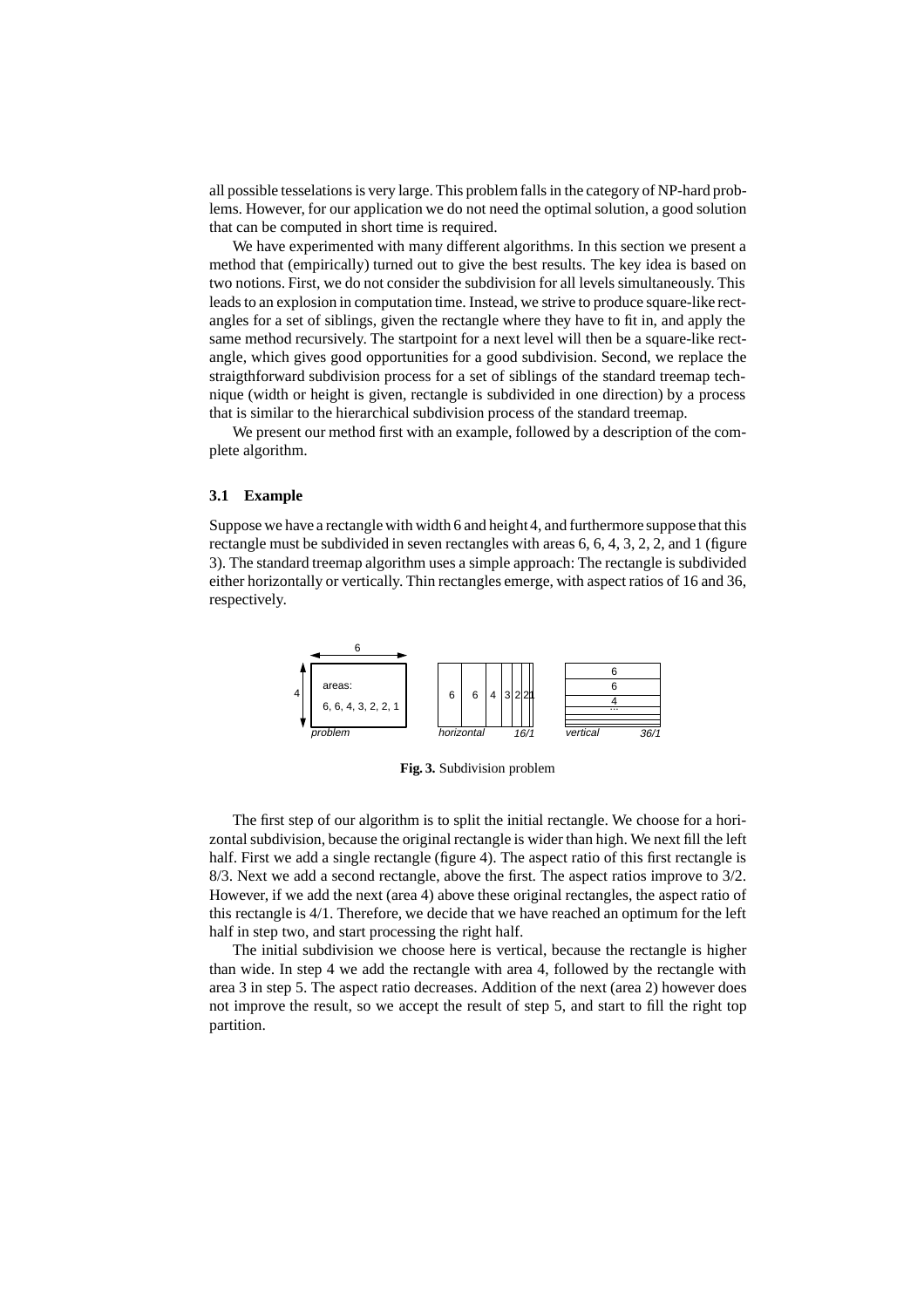all possible tesselations is very large. This problem falls in the category of NP-hard problems. However, for our application we do not need the optimal solution, a good solution that can be computed in short time is required.

We have experimented with many different algorithms. In this section we present a method that (empirically) turned out to give the best results. The key idea is based on two notions. First, we do not consider the subdivision for all levels simultaneously. This leads to an explosion in computation time. Instead, we strive to produce square-like rectangles for a set of siblings, given the rectangle where they have to fit in, and apply the same method recursively. The startpoint for a next level will then be a square-like rectangle, which gives good opportunities for a good subdivision. Second, we replace the straigthforward subdivision process for a set of siblings of the standard treemap technique (width or height is given, rectangle is subdivided in one direction) by a process that is similar to the hierarchical subdivision process of the standard treemap.

We present our method first with an example, followed by a description of the complete algorithm.

### 3.1 Example

Suppose we have a rectangle with width 6 and height 4, and furthermore suppose that this rectangle must be subdivided in seven rectangles with areas 6, 6, 4, 3, 2, 2, and 1 (figure 3). The standard treemap algorithm uses a simple approach: The rectangle is subdivided either horizontally or vertically. Thin rectangles emerge, with aspect ratios of 16 and 36, respectively.

**Fig. 3.** Subdivision problem

The first step of our algorithm is to split the initial rectangle. We choose for a horizontal subdivision, because the original rectangle is wider than high. We next fill the left half. First we add a single rectangle (figure 4). The aspect ratio of this first rectangle is 8/3. Next we add a second rectangle, above the first. The aspect ratios improve to 3/2. However, if we add the next (area 4) above these original rectangles, the aspect ratio of this rectangle is 4/1. Therefore, we decide that we have reached an optimum for the left half in step two, and start processing the right half.

The initial subdivision we choose here is vertical, because the rectangle is higher than wide. In step 4 we add the rectangle with area 4, followed by the rectangle with area 3 in step 5. The aspect ratio decreases. Addition of the next (area 2) however does not improve the result, so we accept the result of step 5, and start to fill the right top partition.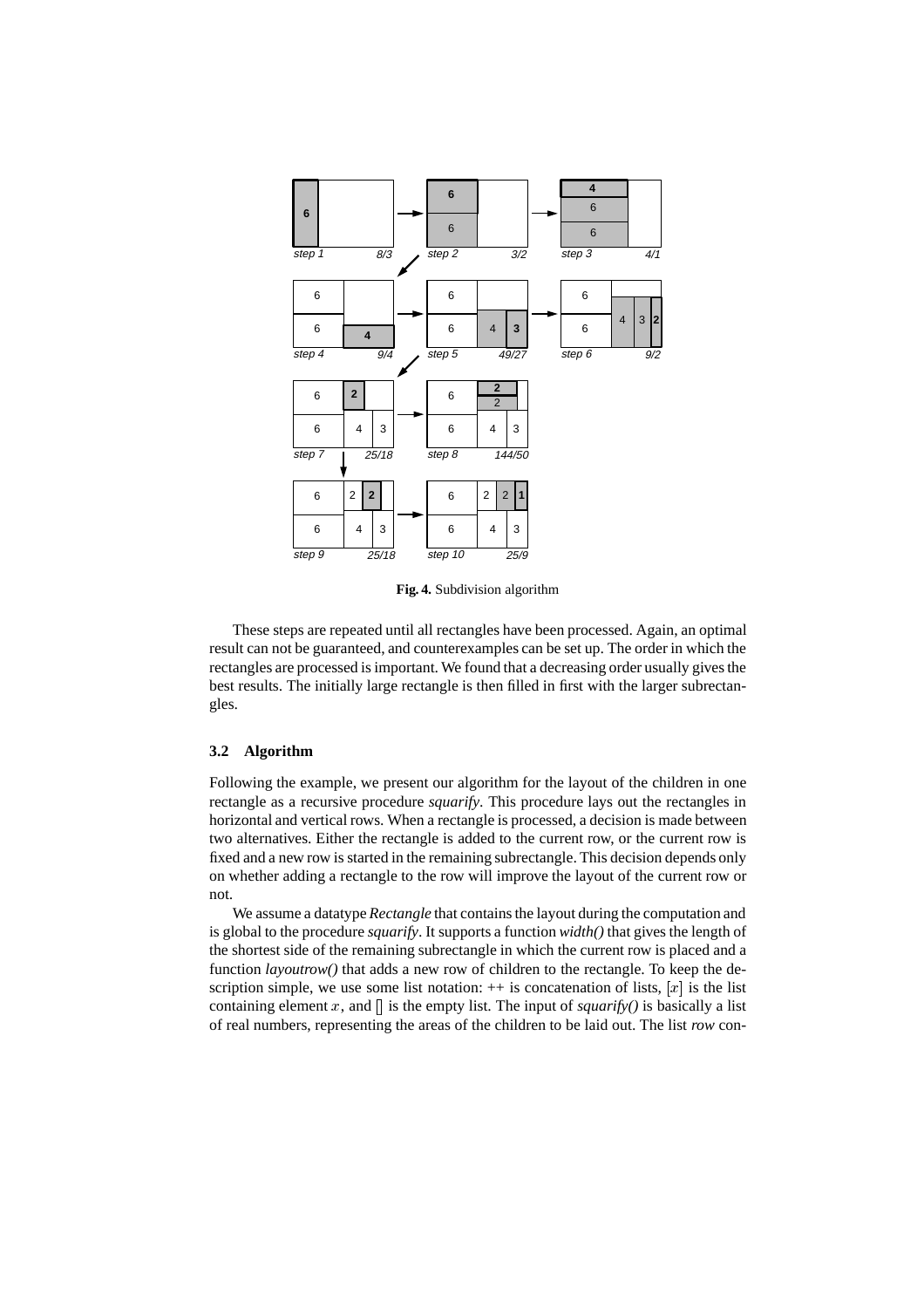**Fig. 4.** Subdivision algorithm

These steps are repeated until all rectangles have been processed. Again, an optimal result can not be guaranteed, and counterexamples can be set up. The order in which the rectangles are processed is important. We found that a decreasing order usually gives the best results. The initially large rectangle is then filled in first with the larger subrectangles.

### 3.2 Algorithm

Following the example, we present our algorithm for the layout of the children in one rectangle as a recursive procedure *squarify*. This procedure lays out the rectangles in horizontal and vertical rows. When a rectangle is processed, a decision is made between two alternatives. Either the rectangle is added to the current row, or the current row is fixed and a new row is started in the remaining subrectangle. This decision depends only on whether adding a rectangle to the row will improve the layout of the current row or not.

We assume a datatype *Rectangle* that contains the layout during the computation and is global to the procedure *squarify*. It supports a function *width()* that gives the length of the shortest side of the remaining subrectangle in which the current row is placed and a function *layoutrow()* that adds a new row of children to the rectangle. To keep the description simple, we use some list notation: ++ is concatenation of lists, $[x]$ is the list containing element $x$, and $[]$ is the empty list. The input of *squarify()* is basically a list of real numbers, representing the areas of the children to be laid out. The list *row* con-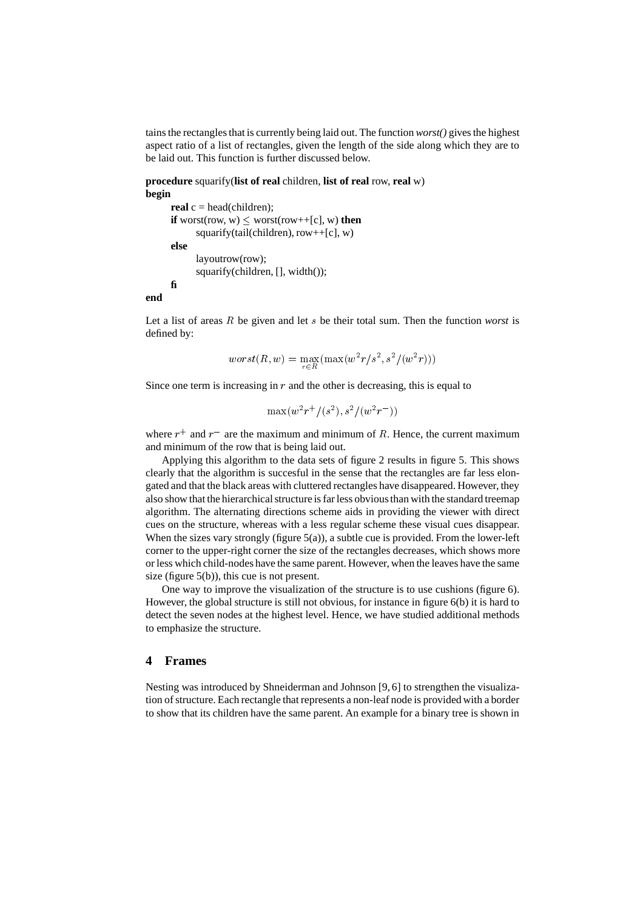tains the rectangles that is currently being laid out. The function *worst()* gives the highest aspect ratio of a list of rectangles, given the length of the side along which they are to be laid out. This function is further discussed below.

```
procedure squarify(list of real children, list of real row, real w)
begin
    real c = head(children);
    if worst(row, w) ≤ worst(row++[c], w) then
        squarify(tail(children), row++[c], w)
    else
        layoutrow(row);
        squarify(children, [], width());
    fi
end
```

Let a list of areas $R$ be given and let $s$ be their total sum. Then the function *worst* is defined by:

$$worst(R, w) = \max_{r \in R}(\max(w^2 r / s^2, s^2/(w^2 r)))$$

Since one term is increasing in $r$ and the other is decreasing, this is equal to

$$\max(w^2 r^+ / (s^2), s^2/(w^2 r^-))$$

where $r^+$ and $r^-$ are the maximum and minimum of $R$. Hence, the current maximum and minimum of the row that is being laid out.

Applying this algorithm to the data sets of figure 2 results in figure 5. This shows clearly that the algorithm is succesful in the sense that the rectangles are far less elongated and that the black areas with cluttered rectangles have disappeared. However, they also show that the hierarchical structure is far less obvious than with the standard treemap algorithm. The alternating directions scheme aids in providing the viewer with direct cues on the structure, whereas with a less regular scheme these visual cues disappear. When the sizes vary strongly (figure 5(a)), a subtle cue is provided. From the lower-left corner to the upper-right corner the size of the rectangles decreases, which shows more or less which child-nodes have the same parent. However, when the leaves have the same size (figure 5(b)), this cue is not present.

One way to improve the visualization of the structure is to use cushions (figure 6). However, the global structure is still not obvious, for instance in figure 6(b) it is hard to detect the seven nodes at the highest level. Hence, we have studied additional methods to emphasize the structure.

## 4 Frames

Nesting was introduced by Shneiderman and Johnson [9, 6] to strengthen the visualization of structure. Each rectangle that represents a non-leaf node is provided with a border to show that its children have the same parent. An example for a binary tree is shown in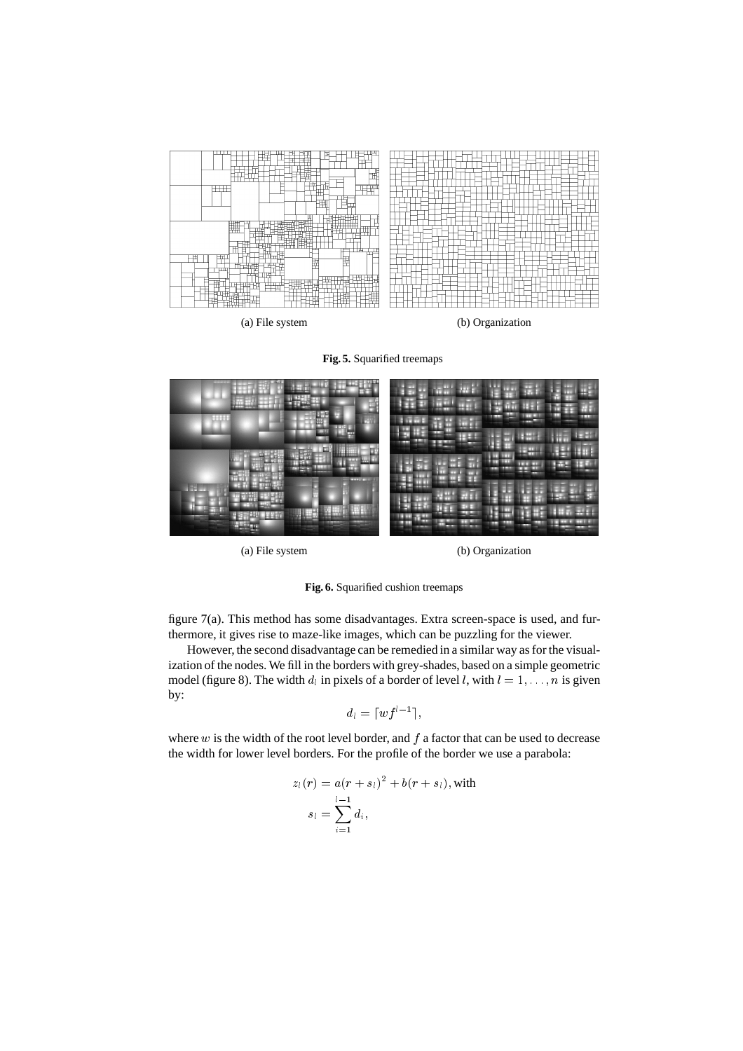(a) File system

(b) Organization

**Fig. 5.** Squarified treemaps

(a) File system

(b) Organization

**Fig. 6.** Squarified cushion treemaps

figure 7(a). This method has some disadvantages. Extra screen-space is used, and furthermore, it gives rise to maze-like images, which can be puzzling for the viewer.

However, the second disadvantage can be remedied in a similar way as for the visualization of the nodes. We fill in the borders with grey-shades, based on a simple geometric model (figure 8). The width $d_l$ in pixels of a border of level $l$, with $l = 1, \ldots, n$ is given by:

$$d_l = \lceil w f^{l-1} \rceil,$$

where $w$ is the width of the root level border, and $f$ a factor that can be used to decrease the width for lower level borders. For the profile of the border we use a parabola:

$$z_l(r) = a(r + s_l)^2 + b(r + s_l), \text{with}$$
$$s_l = \sum_{i=1}^{l-1} d_i,$$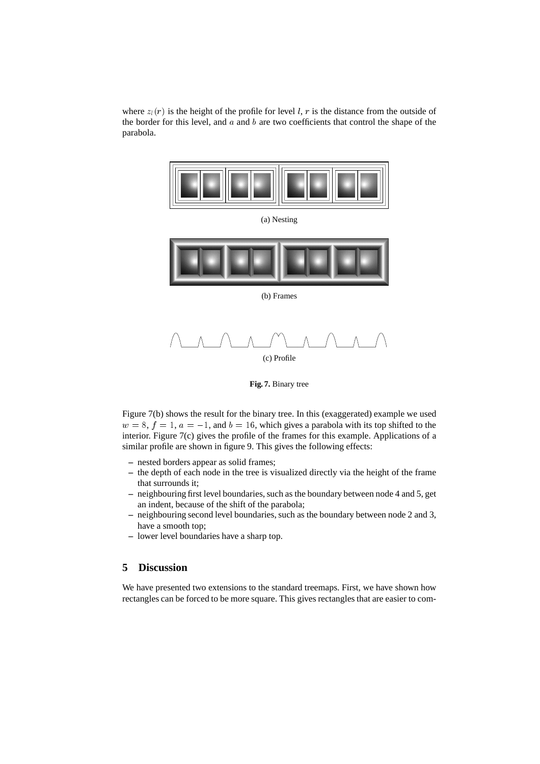where $z_l(r)$ is the height of the profile for level $l$, $r$ is the distance from the outside of the border for this level, and $a$ and $b$ are two coefficients that control the shape of the parabola.

(a) Nesting

(b) Frames

(c) Profile

**Fig. 7.** Binary tree

Figure 7(b) shows the result for the binary tree. In this (exaggerated) example we used $w = 8$, $f = 1$, $a = -1$, and $b = 16$, which gives a parabola with its top shifted to the interior. Figure 7(c) gives the profile of the frames for this example. Applications of a similar profile are shown in figure 9. This gives the following effects:

- nested borders appear as solid frames;
- the depth of each node in the tree is visualized directly via the height of the frame that surrounds it;
- neighbouring first level boundaries, such as the boundary between node 4 and 5, get an indent, because of the shift of the parabola;
- neighbouring second level boundaries, such as the boundary between node 2 and 3, have a smooth top;
- lower level boundaries have a sharp top.

## 5 Discussion

We have presented two extensions to the standard treemaps. First, we have shown how rectangles can be forced to be more square. This gives rectangles that are easier to com-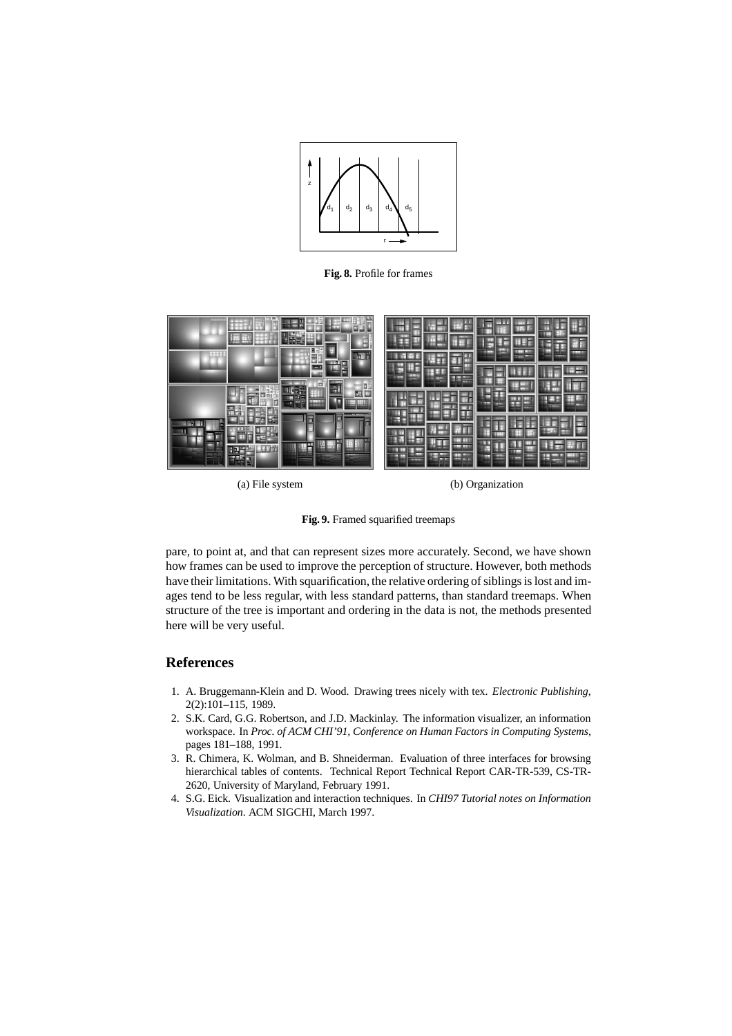**Fig. 8.** Profile for frames

(a) File system

(b) Organization

**Fig. 9.** Framed squarified treemaps

pare, to point at, and that can represent sizes more accurately. Second, we have shown how frames can be used to improve the perception of structure. However, both methods have their limitations. With squarification, the relative ordering of siblings is lost and images tend to be less regular, with less standard patterns, than standard treemaps. When structure of the tree is important and ordering in the data is not, the methods presented here will be very useful.

## References

1. A. Bruggemann-Klein and D. Wood. Drawing trees nicely with tex. *Electronic Publishing*, 2(2):101–115, 1989.
2. S.K. Card, G.G. Robertson, and J.D. Mackinlay. The information visualizer, an information workspace. In *Proc. of ACM CHI'91, Conference on Human Factors in Computing Systems*, pages 181–188, 1991.
3. R. Chimera, K. Wolman, and B. Shneiderman. Evaluation of three interfaces for browsing hierarchical tables of contents. Technical Report Technical Report CAR-TR-539, CS-TR-2620, University of Maryland, February 1991.
4. S.G. Eick. Visualization and interaction techniques. In *CHI97 Tutorial notes on Information Visualization*. ACM SIGCHI, March 1997.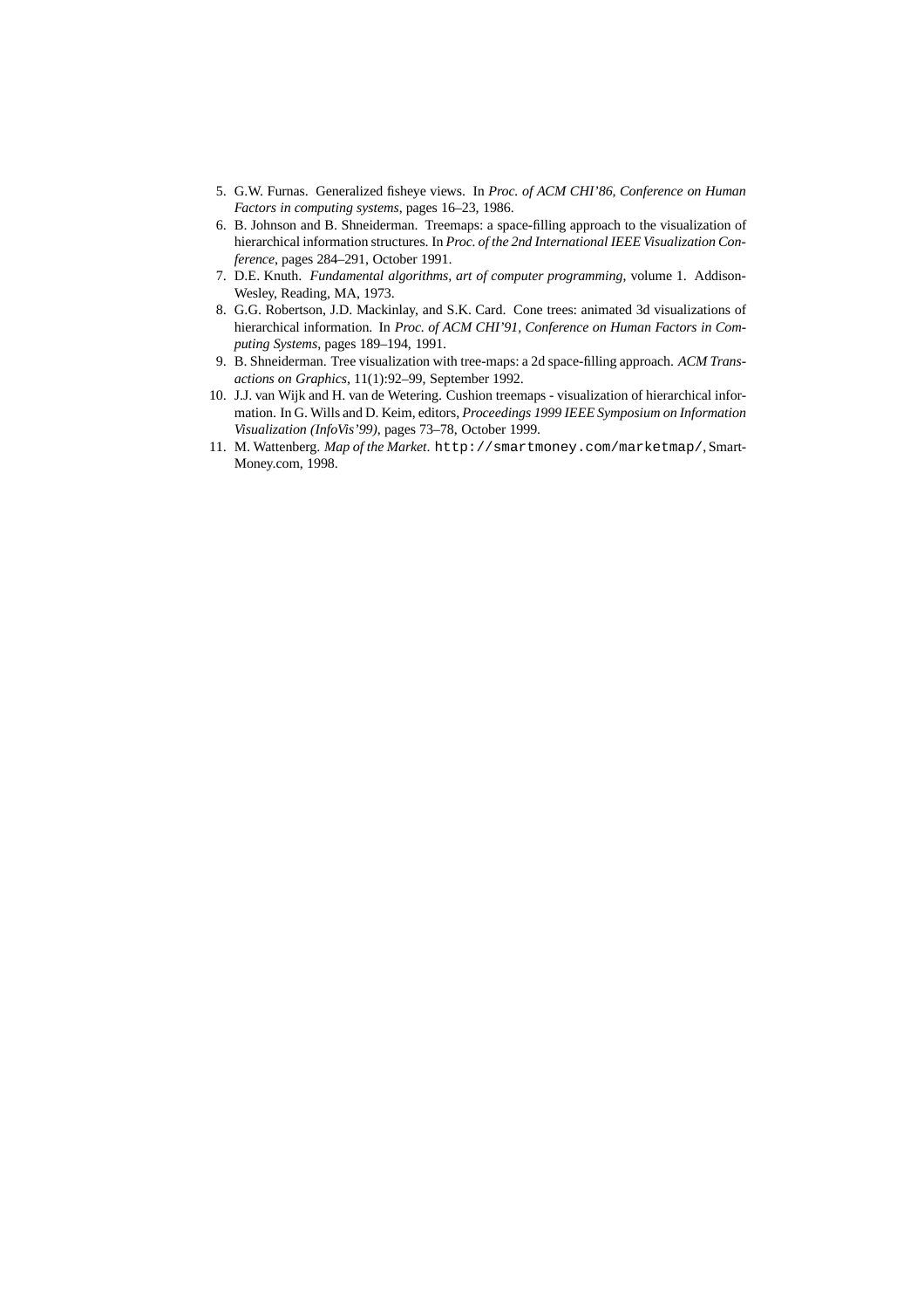5. G.W. Furnas. Generalized fisheye views. In *Proc. of ACM CHI'86, Conference on Human Factors in computing systems*, pages 16–23, 1986.
6. B. Johnson and B. Shneiderman. Treemaps: a space-filling approach to the visualization of hierarchical information structures. In *Proc. of the 2nd International IEEE Visualization Conference*, pages 284–291, October 1991.
7. D.E. Knuth. *Fundamental algorithms, art of computer programming*, volume 1. Addison-Wesley, Reading, MA, 1973.
8. G.G. Robertson, J.D. Mackinlay, and S.K. Card. Cone trees: animated 3d visualizations of hierarchical information. In *Proc. of ACM CHI'91, Conference on Human Factors in Computing Systems*, pages 189–194, 1991.
9. B. Shneiderman. Tree visualization with tree-maps: a 2d space-filling approach. *ACM Transactions on Graphics*, 11(1):92–99, September 1992.
10. J.J. van Wijk and H. van de Wetering. Cushion treemaps - visualization of hierarchical information. In G. Wills and D. Keim, editors, *Proceedings 1999 IEEE Symposium on Information Visualization (InfoVis'99)*, pages 73–78, October 1999.
11. M. Wattenberg. *Map of the Market*. `http://smartmoney.com/marketmap/`, SmartMoney.com, 1998.